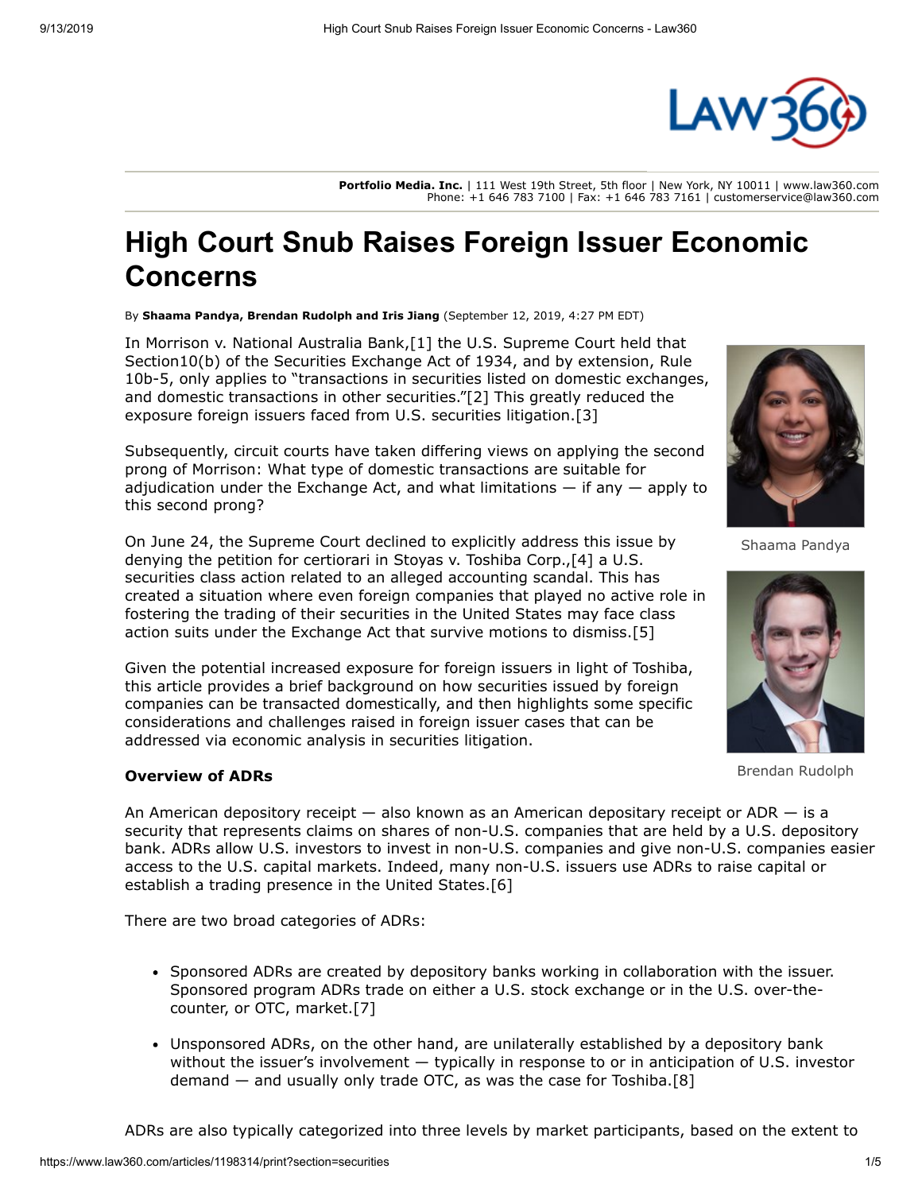# High Court Snub Raises Foreign Issuer Economic Concerns

By **Shaama Pandya, Brendan Rudolph and Iris Jiang** (September 12, 2019, 4:27 PM EDT)

In Morrison v. National Australia Bank,[1] the U.S. Supreme Court held that Section10(b) of the Securities Exchange Act of 1934, and by extension, Rule 10b-5, only applies to "transactions in securities listed on domestic exchanges, and domestic transactions in other securities."[2] This greatly reduced the exposure foreign issuers faced from U.S. securities litigation.[3]

Subsequently, circuit courts have taken differing views on applying the second prong of Morrison: What type of domestic transactions are suitable for adjudication under the Exchange Act, and what limitations — if any — apply to this second prong?

On June 24, the Supreme Court declined to explicitly address this issue by denying the petition for certiorari in Stoyas v. Toshiba Corp.,[4] a U.S. securities class action related to an alleged accounting scandal. This has created a situation where even foreign companies that played no active role in fostering the trading of their securities in the United States may face class action suits under the Exchange Act that survive motions to dismiss.[5]

Given the potential increased exposure for foreign issuers in light of Toshiba, this article provides a brief background on how securities issued by foreign companies can be transacted domestically, and then highlights some specific considerations and challenges raised in foreign issuer cases that can be addressed via economic analysis in securities litigation.

Shaama Pandya

Brendan Rudolph

**Overview of ADRs**

An American depository receipt — also known as an American depositary receipt or ADR — is a security that represents claims on shares of non-U.S. companies that are held by a U.S. depository bank. ADRs allow U.S. investors to invest in non-U.S. companies and give non-U.S. companies easier access to the U.S. capital markets. Indeed, many non-U.S. issuers use ADRs to raise capital or establish a trading presence in the United States.[6]

There are two broad categories of ADRs:

- Sponsored ADRs are created by depository banks working in collaboration with the issuer. Sponsored program ADRs trade on either a U.S. stock exchange or in the U.S. over-the-counter, or OTC, market.[7]
- Unsponsored ADRs, on the other hand, are unilaterally established by a depository bank without the issuer's involvement — typically in response to or in anticipation of U.S. investor demand — and usually only trade OTC, as was the case for Toshiba.[8]

ADRs are also typically categorized into three levels by market participants, based on the extent to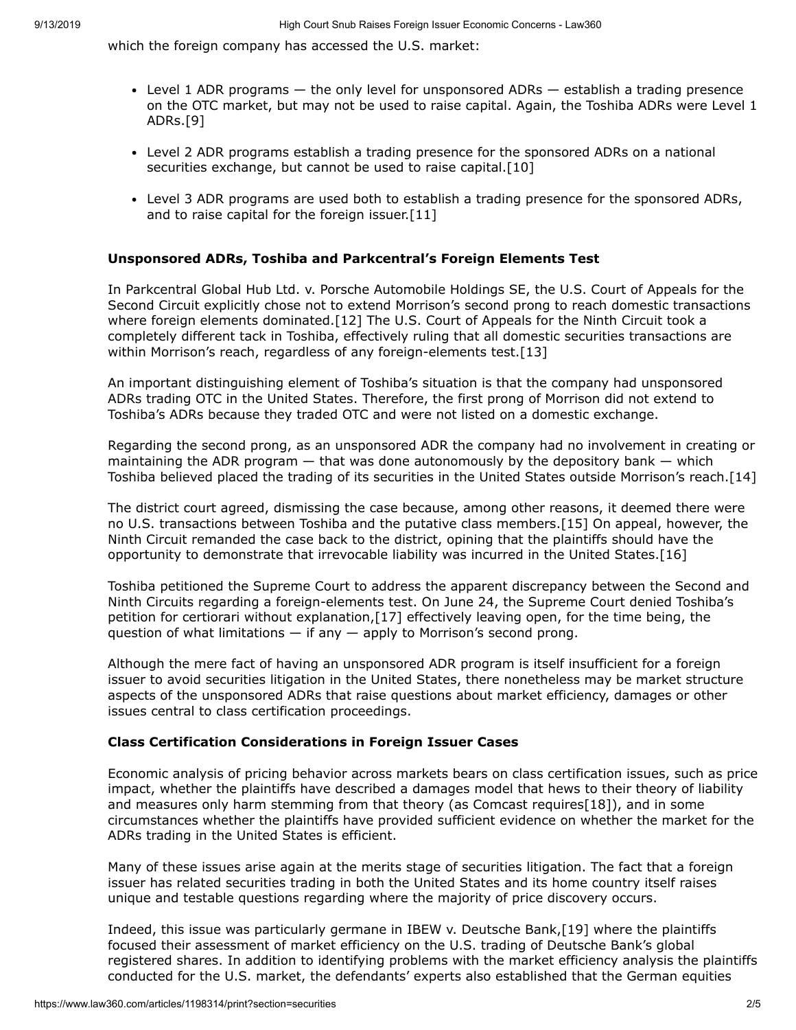which the foreign company has accessed the U.S. market:

- Level 1 ADR programs — the only level for unsponsored ADRs — establish a trading presence on the OTC market, but may not be used to raise capital. Again, the Toshiba ADRs were Level 1 ADRs.[9]
- Level 2 ADR programs establish a trading presence for the sponsored ADRs on a national securities exchange, but cannot be used to raise capital.[10]
- Level 3 ADR programs are used both to establish a trading presence for the sponsored ADRs, and to raise capital for the foreign issuer.[11]

**Unsponsored ADRs, Toshiba and Parkcentral's Foreign Elements Test**

In Parkcentral Global Hub Ltd. v. Porsche Automobile Holdings SE, the U.S. Court of Appeals for the Second Circuit explicitly chose not to extend Morrison's second prong to reach domestic transactions where foreign elements dominated.[12] The U.S. Court of Appeals for the Ninth Circuit took a completely different tack in Toshiba, effectively ruling that all domestic securities transactions are within Morrison's reach, regardless of any foreign-elements test.[13]

An important distinguishing element of Toshiba's situation is that the company had unsponsored ADRs trading OTC in the United States. Therefore, the first prong of Morrison did not extend to Toshiba's ADRs because they traded OTC and were not listed on a domestic exchange.

Regarding the second prong, as an unsponsored ADR the company had no involvement in creating or maintaining the ADR program — that was done autonomously by the depository bank — which Toshiba believed placed the trading of its securities in the United States outside Morrison's reach.[14]

The district court agreed, dismissing the case because, among other reasons, it deemed there were no U.S. transactions between Toshiba and the putative class members.[15] On appeal, however, the Ninth Circuit remanded the case back to the district, opining that the plaintiffs should have the opportunity to demonstrate that irrevocable liability was incurred in the United States.[16]

Toshiba petitioned the Supreme Court to address the apparent discrepancy between the Second and Ninth Circuits regarding a foreign-elements test. On June 24, the Supreme Court denied Toshiba's petition for certiorari without explanation,[17] effectively leaving open, for the time being, the question of what limitations — if any — apply to Morrison's second prong.

Although the mere fact of having an unsponsored ADR program is itself insufficient for a foreign issuer to avoid securities litigation in the United States, there nonetheless may be market structure aspects of the unsponsored ADRs that raise questions about market efficiency, damages or other issues central to class certification proceedings.

**Class Certification Considerations in Foreign Issuer Cases**

Economic analysis of pricing behavior across markets bears on class certification issues, such as price impact, whether the plaintiffs have described a damages model that hews to their theory of liability and measures only harm stemming from that theory (as Comcast requires[18]), and in some circumstances whether the plaintiffs have provided sufficient evidence on whether the market for the ADRs trading in the United States is efficient.

Many of these issues arise again at the merits stage of securities litigation. The fact that a foreign issuer has related securities trading in both the United States and its home country itself raises unique and testable questions regarding where the majority of price discovery occurs.

Indeed, this issue was particularly germane in IBEW v. Deutsche Bank,[19] where the plaintiffs focused their assessment of market efficiency on the U.S. trading of Deutsche Bank's global registered shares. In addition to identifying problems with the market efficiency analysis the plaintiffs conducted for the U.S. market, the defendants' experts also established that the German equities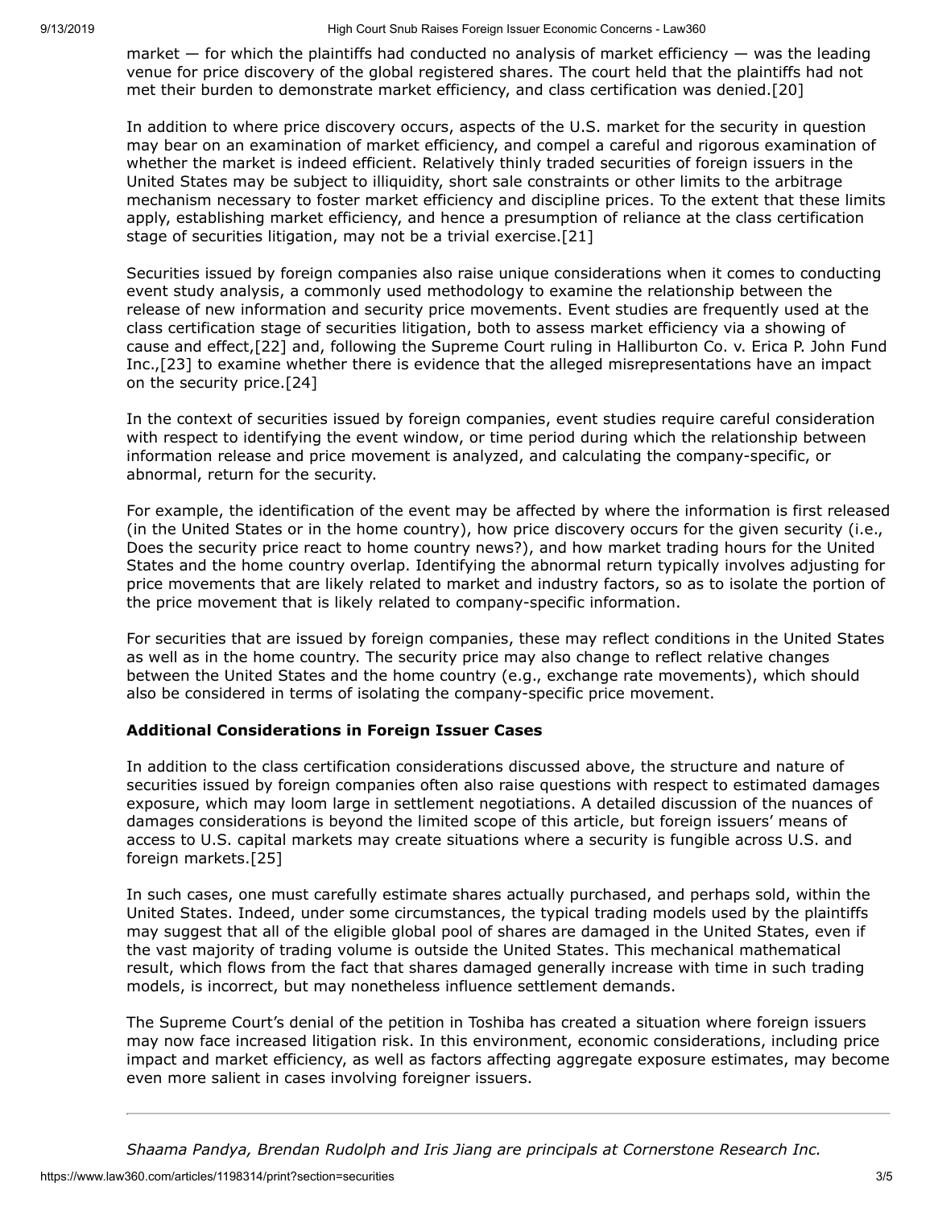market — for which the plaintiffs had conducted no analysis of market efficiency — was the leading venue for price discovery of the global registered shares. The court held that the plaintiffs had not met their burden to demonstrate market efficiency, and class certification was denied.[20]

In addition to where price discovery occurs, aspects of the U.S. market for the security in question may bear on an examination of market efficiency, and compel a careful and rigorous examination of whether the market is indeed efficient. Relatively thinly traded securities of foreign issuers in the United States may be subject to illiquidity, short sale constraints or other limits to the arbitrage mechanism necessary to foster market efficiency and discipline prices. To the extent that these limits apply, establishing market efficiency, and hence a presumption of reliance at the class certification stage of securities litigation, may not be a trivial exercise.[21]

Securities issued by foreign companies also raise unique considerations when it comes to conducting event study analysis, a commonly used methodology to examine the relationship between the release of new information and security price movements. Event studies are frequently used at the class certification stage of securities litigation, both to assess market efficiency via a showing of cause and effect,[22] and, following the Supreme Court ruling in Halliburton Co. v. Erica P. John Fund Inc.,[23] to examine whether there is evidence that the alleged misrepresentations have an impact on the security price.[24]

In the context of securities issued by foreign companies, event studies require careful consideration with respect to identifying the event window, or time period during which the relationship between information release and price movement is analyzed, and calculating the company-specific, or abnormal, return for the security.

For example, the identification of the event may be affected by where the information is first released (in the United States or in the home country), how price discovery occurs for the given security (i.e., Does the security price react to home country news?), and how market trading hours for the United States and the home country overlap. Identifying the abnormal return typically involves adjusting for price movements that are likely related to market and industry factors, so as to isolate the portion of the price movement that is likely related to company-specific information.

For securities that are issued by foreign companies, these may reflect conditions in the United States as well as in the home country. The security price may also change to reflect relative changes between the United States and the home country (e.g., exchange rate movements), which should also be considered in terms of isolating the company-specific price movement.

**Additional Considerations in Foreign Issuer Cases**

In addition to the class certification considerations discussed above, the structure and nature of securities issued by foreign companies often also raise questions with respect to estimated damages exposure, which may loom large in settlement negotiations. A detailed discussion of the nuances of damages considerations is beyond the limited scope of this article, but foreign issuers' means of access to U.S. capital markets may create situations where a security is fungible across U.S. and foreign markets.[25]

In such cases, one must carefully estimate shares actually purchased, and perhaps sold, within the United States. Indeed, under some circumstances, the typical trading models used by the plaintiffs may suggest that all of the eligible global pool of shares are damaged in the United States, even if the vast majority of trading volume is outside the United States. This mechanical mathematical result, which flows from the fact that shares damaged generally increase with time in such trading models, is incorrect, but may nonetheless influence settlement demands.

The Supreme Court's denial of the petition in Toshiba has created a situation where foreign issuers may now face increased litigation risk. In this environment, economic considerations, including price impact and market efficiency, as well as factors affecting aggregate exposure estimates, may become even more salient in cases involving foreigner issuers.

---

*Shaama Pandya, Brendan Rudolph and Iris Jiang are principals at Cornerstone Research Inc.*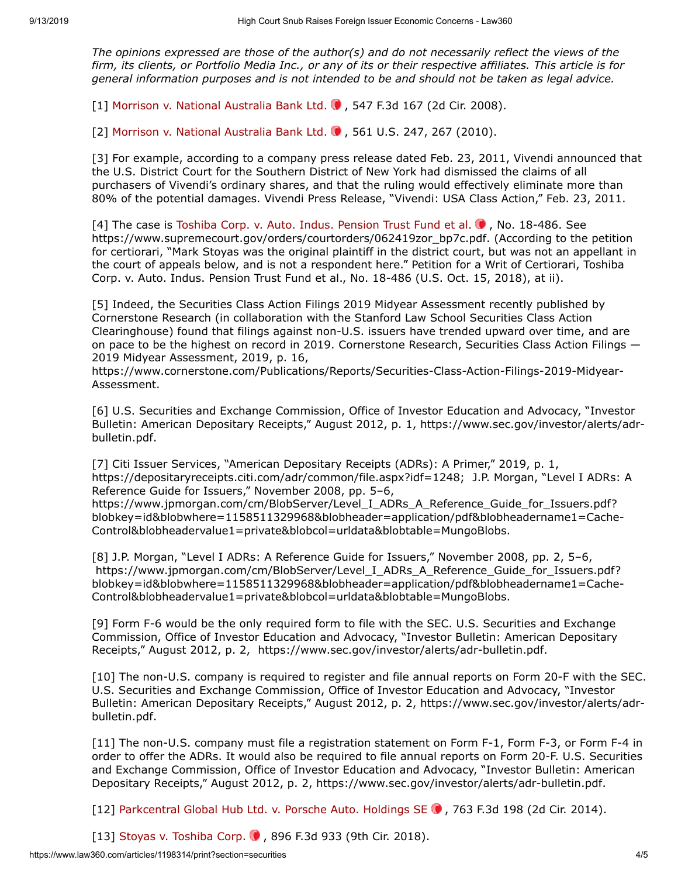*The opinions expressed are those of the author(s) and do not necessarily reflect the views of the firm, its clients, or Portfolio Media Inc., or any of its or their respective affiliates. This article is for general information purposes and is not intended to be and should not be taken as legal advice.*

[1] Morrison v. National Australia Bank Ltd., 547 F.3d 167 (2d Cir. 2008).

[2] Morrison v. National Australia Bank Ltd., 561 U.S. 247, 267 (2010).

[3] For example, according to a company press release dated Feb. 23, 2011, Vivendi announced that the U.S. District Court for the Southern District of New York had dismissed the claims of all purchasers of Vivendi's ordinary shares, and that the ruling would effectively eliminate more than 80% of the potential damages. Vivendi Press Release, "Vivendi: USA Class Action," Feb. 23, 2011.

[4] The case is Toshiba Corp. v. Auto. Indus. Pension Trust Fund et al., No. 18-486. See https://www.supremecourt.gov/orders/courtorders/062419zor_bp7c.pdf. (According to the petition for certiorari, "Mark Stoyas was the original plaintiff in the district court, but was not an appellant in the court of appeals below, and is not a respondent here." Petition for a Writ of Certiorari, Toshiba Corp. v. Auto. Indus. Pension Trust Fund et al., No. 18-486 (U.S. Oct. 15, 2018), at ii).

[5] Indeed, the Securities Class Action Filings 2019 Midyear Assessment recently published by Cornerstone Research (in collaboration with the Stanford Law School Securities Class Action Clearinghouse) found that filings against non-U.S. issuers have trended upward over time, and are on pace to be the highest on record in 2019. Cornerstone Research, Securities Class Action Filings — 2019 Midyear Assessment, 2019, p. 16, https://www.cornerstone.com/Publications/Reports/Securities-Class-Action-Filings-2019-Midyear-Assessment.

[6] U.S. Securities and Exchange Commission, Office of Investor Education and Advocacy, "Investor Bulletin: American Depositary Receipts," August 2012, p. 1, https://www.sec.gov/investor/alerts/adr-bulletin.pdf.

[7] Citi Issuer Services, "American Depositary Receipts (ADRs): A Primer," 2019, p. 1, https://depositaryreceipts.citi.com/adr/common/file.aspx?idf=1248; J.P. Morgan, "Level I ADRs: A Reference Guide for Issuers," November 2008, pp. 5–6, https://www.jpmorgan.com/cm/BlobServer/Level_I_ADRs_A_Reference_Guide_for_Issuers.pdf?blobkey=id&blobwhere=1158511329968&blobheader=application/pdf&blobheadername1=Cache-Control&blobheadervalue1=private&blobcol=urldata&blobtable=MungoBlobs.

[8] J.P. Morgan, "Level I ADRs: A Reference Guide for Issuers," November 2008, pp. 2, 5–6, https://www.jpmorgan.com/cm/BlobServer/Level_I_ADRs_A_Reference_Guide_for_Issuers.pdf?blobkey=id&blobwhere=1158511329968&blobheader=application/pdf&blobheadername1=Cache-Control&blobheadervalue1=private&blobcol=urldata&blobtable=MungoBlobs.

[9] Form F-6 would be the only required form to file with the SEC. U.S. Securities and Exchange Commission, Office of Investor Education and Advocacy, "Investor Bulletin: American Depositary Receipts," August 2012, p. 2, https://www.sec.gov/investor/alerts/adr-bulletin.pdf.

[10] The non-U.S. company is required to register and file annual reports on Form 20-F with the SEC. U.S. Securities and Exchange Commission, Office of Investor Education and Advocacy, "Investor Bulletin: American Depositary Receipts," August 2012, p. 2, https://www.sec.gov/investor/alerts/adr-bulletin.pdf.

[11] The non-U.S. company must file a registration statement on Form F-1, Form F-3, or Form F-4 in order to offer the ADRs. It would also be required to file annual reports on Form 20-F. U.S. Securities and Exchange Commission, Office of Investor Education and Advocacy, "Investor Bulletin: American Depositary Receipts," August 2012, p. 2, https://www.sec.gov/investor/alerts/adr-bulletin.pdf.

[12] Parkcentral Global Hub Ltd. v. Porsche Auto. Holdings SE, 763 F.3d 198 (2d Cir. 2014).

[13] Stoyas v. Toshiba Corp., 896 F.3d 933 (9th Cir. 2018).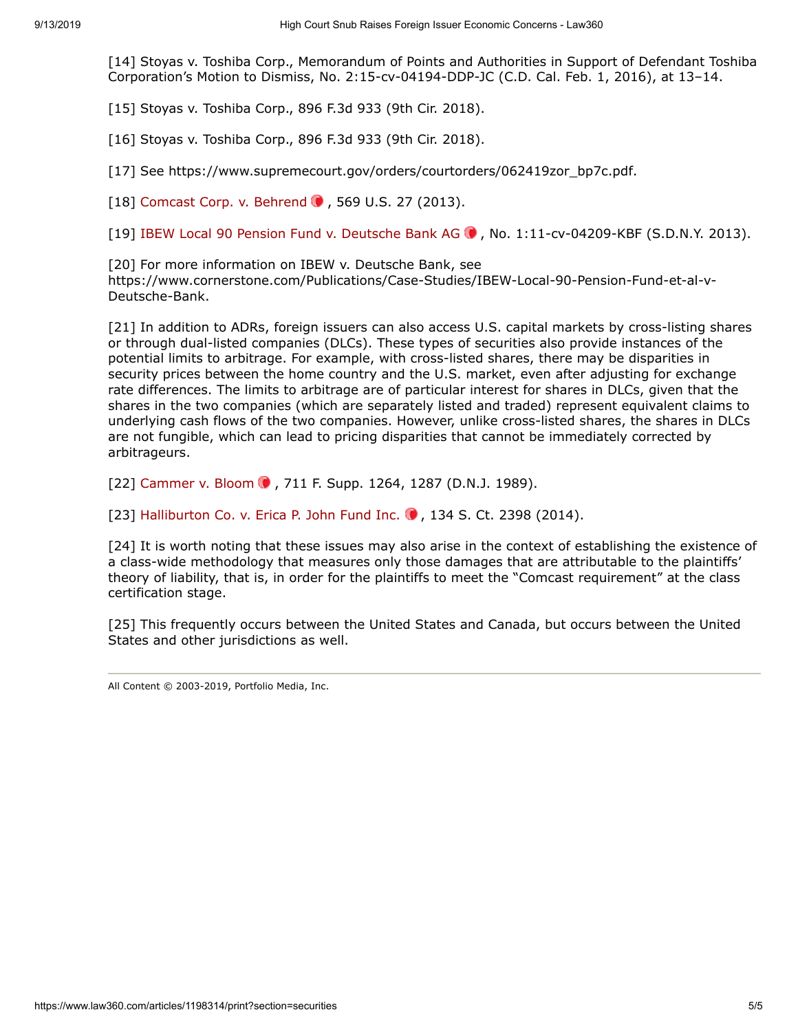[14] Stoyas v. Toshiba Corp., Memorandum of Points and Authorities in Support of Defendant Toshiba Corporation's Motion to Dismiss, No. 2:15-cv-04194-DDP-JC (C.D. Cal. Feb. 1, 2016), at 13–14.

[15] Stoyas v. Toshiba Corp., 896 F.3d 933 (9th Cir. 2018).

[16] Stoyas v. Toshiba Corp., 896 F.3d 933 (9th Cir. 2018).

[17] See https://www.supremecourt.gov/orders/courtorders/062419zor_bp7c.pdf.

[18] Comcast Corp. v. Behrend, 569 U.S. 27 (2013).

[19] IBEW Local 90 Pension Fund v. Deutsche Bank AG, No. 1:11-cv-04209-KBF (S.D.N.Y. 2013).

[20] For more information on IBEW v. Deutsche Bank, see https://www.cornerstone.com/Publications/Case-Studies/IBEW-Local-90-Pension-Fund-et-al-v-Deutsche-Bank.

[21] In addition to ADRs, foreign issuers can also access U.S. capital markets by cross-listing shares or through dual-listed companies (DLCs). These types of securities also provide instances of the potential limits to arbitrage. For example, with cross-listed shares, there may be disparities in security prices between the home country and the U.S. market, even after adjusting for exchange rate differences. The limits to arbitrage are of particular interest for shares in DLCs, given that the shares in the two companies (which are separately listed and traded) represent equivalent claims to underlying cash flows of the two companies. However, unlike cross-listed shares, the shares in DLCs are not fungible, which can lead to pricing disparities that cannot be immediately corrected by arbitrageurs.

[22] Cammer v. Bloom, 711 F. Supp. 1264, 1287 (D.N.J. 1989).

[23] Halliburton Co. v. Erica P. John Fund Inc., 134 S. Ct. 2398 (2014).

[24] It is worth noting that these issues may also arise in the context of establishing the existence of a class-wide methodology that measures only those damages that are attributable to the plaintiffs' theory of liability, that is, in order for the plaintiffs to meet the "Comcast requirement" at the class certification stage.

[25] This frequently occurs between the United States and Canada, but occurs between the United States and other jurisdictions as well.

All Content © 2003-2019, Portfolio Media, Inc.